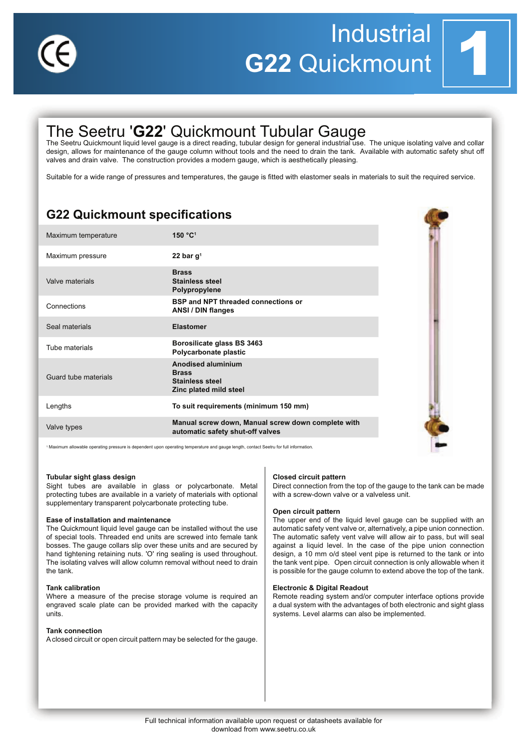# Industrial G22 Quickmount

## The Seetru '**G22**' Quickmount Tubular Gauge

The Seetru Quickmount liquid level gauge is a direct reading, tubular design for general industrial use. The unique isolating valve and collar design, allows for maintenance of the gauge column without tools and the need to drain the tank. Available with automatic safety shut off valves and drain valve. The construction provides a modern gauge, which is aesthetically pleasing.

Suitable for a wide range of pressures and temperatures, the gauge is fitted with elastomer seals in materials to suit the required service.

## G22 Quickmount specifications

| | |
|---|---|
| Maximum temperature | **150 °C[1]** |
| Maximum pressure | **22 bar g[1]** |
| Valve materials | **Brass**<br>**Stainless steel**<br>**Polypropylene** |
| Connections | **BSP and NPT threaded connections or ANSI / DIN flanges** |
| Seal materials | **Elastomer** |
| Tube materials | **Borosilicate glass BS 3463**<br>**Polycarbonate plastic** |
| Guard tube materials | **Anodised aluminium**<br>**Brass**<br>**Stainless steel**<br>**Zinc plated mild steel** |
| Lengths | **To suit requirements (minimum 150 mm)** |
| Valve types | **Manual screw down, Manual screw down complete with automatic safety shut-off valves** |

[1] Maximum allowable operating pressure is dependent upon operating temperature and gauge length, contact Seetru for full information.

### Tubular sight glass design

Sight tubes are available in glass or polycarbonate. Metal protecting tubes are available in a variety of materials with optional supplementary transparent polycarbonate protecting tube.

### Ease of installation and maintenance

The Quickmount liquid level gauge can be installed without the use of special tools. Threaded end units are screwed into female tank bosses. The gauge collars slip over these units and are secured by hand tightening retaining nuts. 'O' ring sealing is used throughout. The isolating valves will allow column removal without need to drain the tank.

### Tank calibration

Where a measure of the precise storage volume is required an engraved scale plate can be provided marked with the capacity units.

### Tank connection

A closed circuit or open circuit pattern may be selected for the gauge.

### Closed circuit pattern

Direct connection from the top of the gauge to the tank can be made with a screw-down valve or a valveless unit.

### Open circuit pattern

The upper end of the liquid level gauge can be supplied with an automatic safety vent valve or, alternatively, a pipe union connection. The automatic safety vent valve will allow air to pass, but will seal against a liquid level. In the case of the pipe union connection design, a 10 mm o/d steel vent pipe is returned to the tank or into the tank vent pipe. Open circuit connection is only allowable when it is possible for the gauge column to extend above the top of the tank.

### Electronic & Digital Readout

Remote reading system and/or computer interface options provide a dual system with the advantages of both electronic and sight glass systems. Level alarms can also be implemented.

Full technical information available upon request or datasheets available for download from www.seetru.co.uk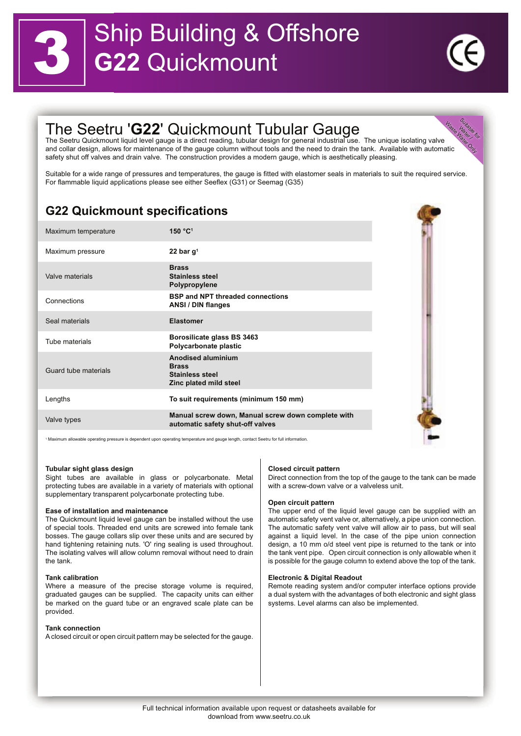# 3 Ship Building & Offshore **G22** Quickmount

## The Seetru '**G22**' Quickmount Tubular Gauge

Suitable for Water / Waste Water Only

The Seetru Quickmount liquid level gauge is a direct reading, tubular design for general industrial use. The unique isolating valve and collar design, allows for maintenance of the gauge column without tools and the need to drain the tank. Available with automatic safety shut off valves and drain valve. The construction provides a modern gauge, which is aesthetically pleasing.

Suitable for a wide range of pressures and temperatures, the gauge is fitted with elastomer seals in materials to suit the required service. For flammable liquid applications please see either Seeflex (G31) or Seemag (G35)

## G22 Quickmount specifications

| | |
|---|---|
| Maximum temperature | **150 °C**[1] |
| Maximum pressure | **22 bar g**[1] |
| Valve materials | **Brass**<br>**Stainless steel**<br>**Polypropylene** |
| Connections | **BSP and NPT threaded connections**<br>**ANSI / DIN flanges** |
| Seal materials | **Elastomer** |
| Tube materials | **Borosilicate glass BS 3463**<br>**Polycarbonate plastic** |
| Guard tube materials | **Anodised aluminium**<br>**Brass**<br>**Stainless steel**<br>**Zinc plated mild steel** |
| Lengths | **To suit requirements (minimum 150 mm)** |
| Valve types | **Manual screw down, Manual screw down complete with automatic safety shut-off valves** |

[1] Maximum allowable operating pressure is dependent upon operating temperature and gauge length, contact Seetru for full information.

**Tubular sight glass design**
Sight tubes are available in glass or polycarbonate. Metal protecting tubes are available in a variety of materials with optional supplementary transparent polycarbonate protecting tube.

**Ease of installation and maintenance**
The Quickmount liquid level gauge can be installed without the use of special tools. Threaded end units are screwed into female tank bosses. The gauge collars slip over these units and are secured by hand tightening retaining nuts. 'O' ring sealing is used throughout. The isolating valves will allow column removal without need to drain the tank.

**Tank calibration**
Where a measure of the precise storage volume is required, graduated gauges can be supplied. The capacity units can either be marked on the guard tube or an engraved scale plate can be provided.

**Tank connection**
A closed circuit or open circuit pattern may be selected for the gauge.

**Closed circuit pattern**
Direct connection from the top of the gauge to the tank can be made with a screw-down valve or a valveless unit.

**Open circuit pattern**
The upper end of the liquid level gauge can be supplied with an automatic safety vent valve or, alternatively, a pipe union connection. The automatic safety vent valve will allow air to pass, but will seal against a liquid level. In the case of the pipe union connection design, a 10 mm o/d steel vent pipe is returned to the tank or into the tank vent pipe. Open circuit connection is only allowable when it is possible for the gauge column to extend above the top of the tank.

**Electronic & Digital Readout**
Remote reading system and/or computer interface options provide a dual system with the advantages of both electronic and sight glass systems. Level alarms can also be implemented.

Full technical information available upon request or datasheets available for download from www.seetru.co.uk